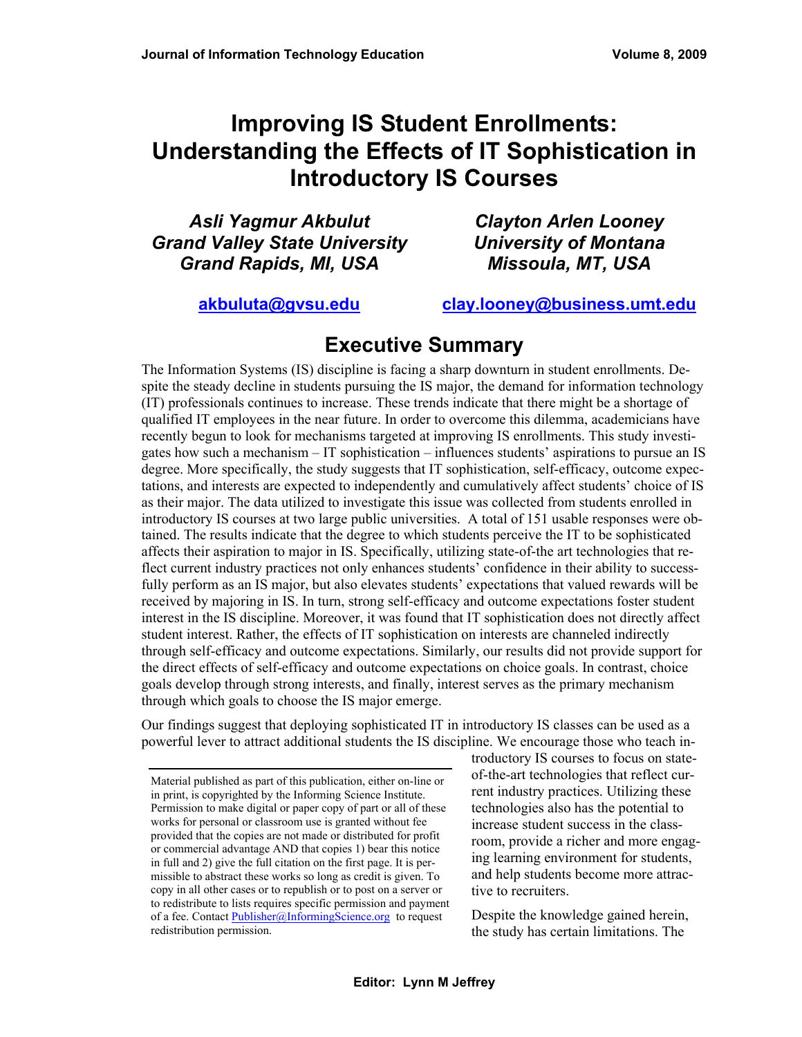# Improving IS Student Enrollments: Understanding the Effects of IT Sophistication in Introductory IS Courses

***Asli Yagmur Akbulut***
***Grand Valley State University***
***Grand Rapids, MI, USA***

akbuluta@gvsu.edu

***Clayton Arlen Looney***
***University of Montana***
***Missoula, MT, USA***

clay.looney@business.umt.edu

## Executive Summary

The Information Systems (IS) discipline is facing a sharp downturn in student enrollments. Despite the steady decline in students pursuing the IS major, the demand for information technology (IT) professionals continues to increase. These trends indicate that there might be a shortage of qualified IT employees in the near future. In order to overcome this dilemma, academicians have recently begun to look for mechanisms targeted at improving IS enrollments. This study investigates how such a mechanism – IT sophistication – influences students' aspirations to pursue an IS degree. More specifically, the study suggests that IT sophistication, self-efficacy, outcome expectations, and interests are expected to independently and cumulatively affect students' choice of IS as their major. The data utilized to investigate this issue was collected from students enrolled in introductory IS courses at two large public universities. A total of 151 usable responses were obtained. The results indicate that the degree to which students perceive the IT to be sophisticated affects their aspiration to major in IS. Specifically, utilizing state-of-the art technologies that reflect current industry practices not only enhances students' confidence in their ability to successfully perform as an IS major, but also elevates students' expectations that valued rewards will be received by majoring in IS. In turn, strong self-efficacy and outcome expectations foster student interest in the IS discipline. Moreover, it was found that IT sophistication does not directly affect student interest. Rather, the effects of IT sophistication on interests are channeled indirectly through self-efficacy and outcome expectations. Similarly, our results did not provide support for the direct effects of self-efficacy and outcome expectations on choice goals. In contrast, choice goals develop through strong interests, and finally, interest serves as the primary mechanism through which goals to choose the IS major emerge.

Our findings suggest that deploying sophisticated IT in introductory IS classes can be used as a powerful lever to attract additional students the IS discipline. We encourage those who teach introductory IS courses to focus on state-of-the-art technologies that reflect current industry practices. Utilizing these technologies also has the potential to increase student success in the classroom, provide a richer and more engaging learning environment for students, and help students become more attractive to recruiters.

Despite the knowledge gained herein, the study has certain limitations. The

Material published as part of this publication, either on-line or in print, is copyrighted by the Informing Science Institute. Permission to make digital or paper copy of part or all of these works for personal or classroom use is granted without fee provided that the copies are not made or distributed for profit or commercial advantage AND that copies 1) bear this notice in full and 2) give the full citation on the first page. It is permissible to abstract these works so long as credit is given. To copy in all other cases or to republish or to post on a server or to redistribute to lists requires specific permission and payment of a fee. Contact Publisher@InformingScience.org to request redistribution permission.

**Editor: Lynn M Jeffrey**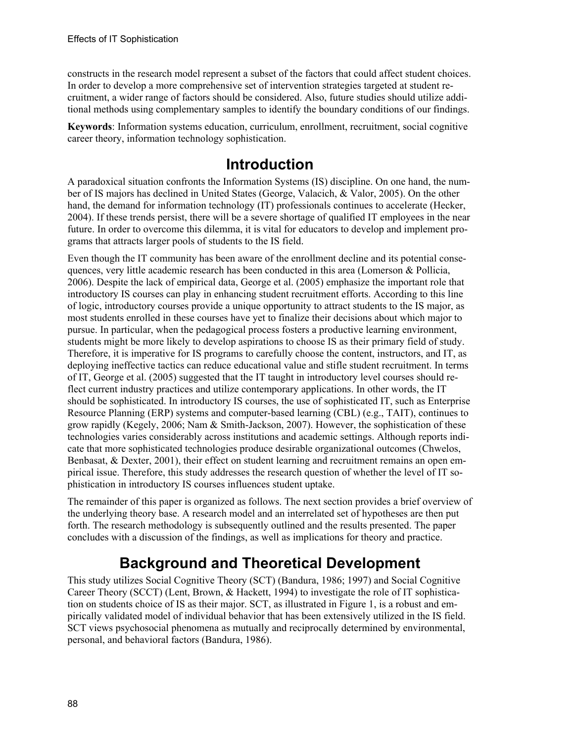constructs in the research model represent a subset of the factors that could affect student choices. In order to develop a more comprehensive set of intervention strategies targeted at student recruitment, a wider range of factors should be considered. Also, future studies should utilize additional methods using complementary samples to identify the boundary conditions of our findings.

**Keywords**: Information systems education, curriculum, enrollment, recruitment, social cognitive career theory, information technology sophistication.

## Introduction

A paradoxical situation confronts the Information Systems (IS) discipline. On one hand, the number of IS majors has declined in United States (George, Valacich, & Valor, 2005). On the other hand, the demand for information technology (IT) professionals continues to accelerate (Hecker, 2004). If these trends persist, there will be a severe shortage of qualified IT employees in the near future. In order to overcome this dilemma, it is vital for educators to develop and implement programs that attracts larger pools of students to the IS field.

Even though the IT community has been aware of the enrollment decline and its potential consequences, very little academic research has been conducted in this area (Lomerson & Pollicia, 2006). Despite the lack of empirical data, George et al. (2005) emphasize the important role that introductory IS courses can play in enhancing student recruitment efforts. According to this line of logic, introductory courses provide a unique opportunity to attract students to the IS major, as most students enrolled in these courses have yet to finalize their decisions about which major to pursue. In particular, when the pedagogical process fosters a productive learning environment, students might be more likely to develop aspirations to choose IS as their primary field of study. Therefore, it is imperative for IS programs to carefully choose the content, instructors, and IT, as deploying ineffective tactics can reduce educational value and stifle student recruitment. In terms of IT, George et al. (2005) suggested that the IT taught in introductory level courses should reflect current industry practices and utilize contemporary applications. In other words, the IT should be sophisticated. In introductory IS courses, the use of sophisticated IT, such as Enterprise Resource Planning (ERP) systems and computer-based learning (CBL) (e.g., TAIT), continues to grow rapidly (Kegely, 2006; Nam & Smith-Jackson, 2007). However, the sophistication of these technologies varies considerably across institutions and academic settings. Although reports indicate that more sophisticated technologies produce desirable organizational outcomes (Chwelos, Benbasat, & Dexter, 2001), their effect on student learning and recruitment remains an open empirical issue. Therefore, this study addresses the research question of whether the level of IT sophistication in introductory IS courses influences student uptake.

The remainder of this paper is organized as follows. The next section provides a brief overview of the underlying theory base. A research model and an interrelated set of hypotheses are then put forth. The research methodology is subsequently outlined and the results presented. The paper concludes with a discussion of the findings, as well as implications for theory and practice.

## Background and Theoretical Development

This study utilizes Social Cognitive Theory (SCT) (Bandura, 1986; 1997) and Social Cognitive Career Theory (SCCT) (Lent, Brown, & Hackett, 1994) to investigate the role of IT sophistication on students choice of IS as their major. SCT, as illustrated in Figure 1, is a robust and empirically validated model of individual behavior that has been extensively utilized in the IS field. SCT views psychosocial phenomena as mutually and reciprocally determined by environmental, personal, and behavioral factors (Bandura, 1986).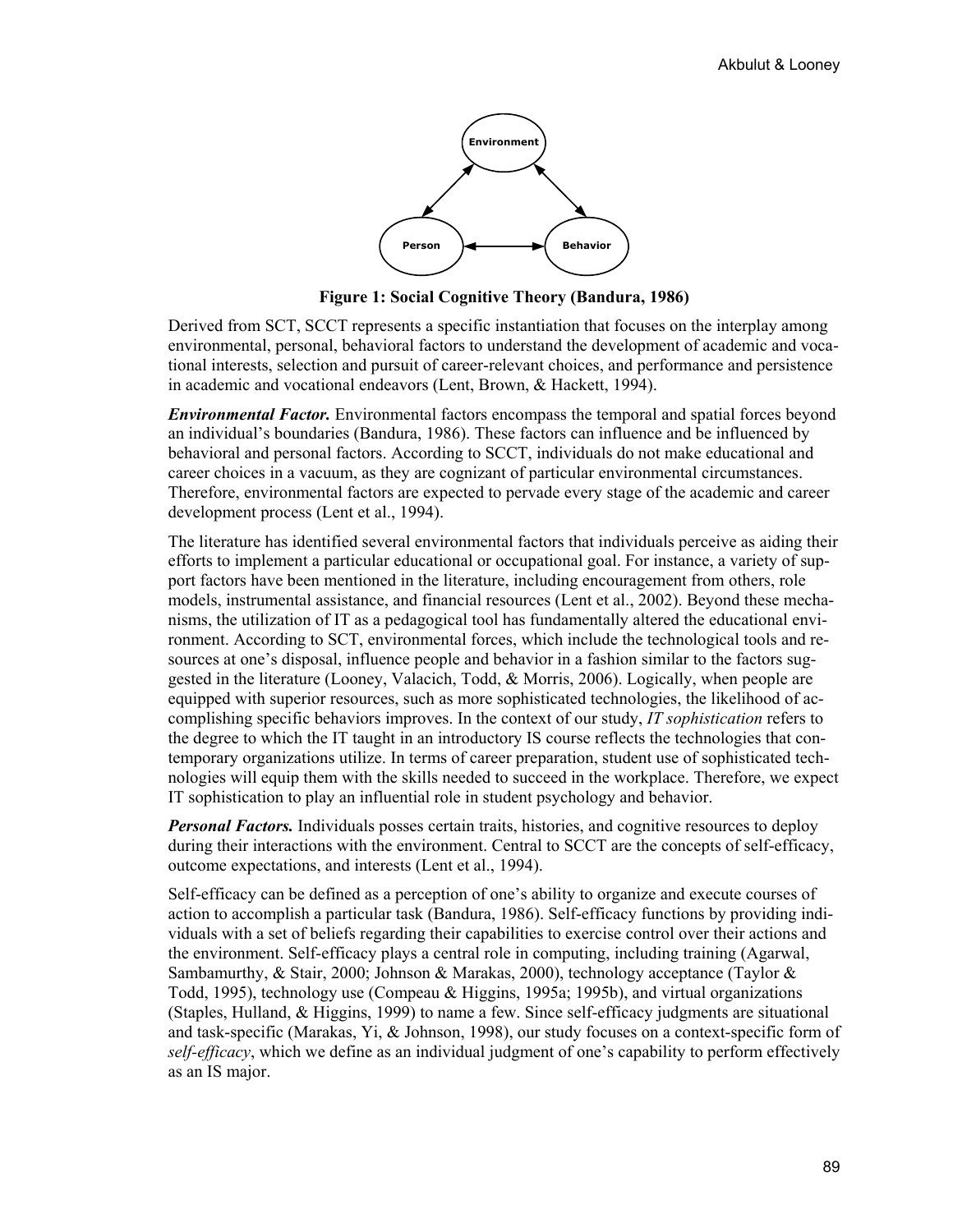**Figure 1: Social Cognitive Theory (Bandura, 1986)**

Derived from SCT, SCCT represents a specific instantiation that focuses on the interplay among environmental, personal, behavioral factors to understand the development of academic and vocational interests, selection and pursuit of career-relevant choices, and performance and persistence in academic and vocational endeavors (Lent, Brown, & Hackett, 1994).

***Environmental Factor.*** Environmental factors encompass the temporal and spatial forces beyond an individual's boundaries (Bandura, 1986). These factors can influence and be influenced by behavioral and personal factors. According to SCCT, individuals do not make educational and career choices in a vacuum, as they are cognizant of particular environmental circumstances. Therefore, environmental factors are expected to pervade every stage of the academic and career development process (Lent et al., 1994).

The literature has identified several environmental factors that individuals perceive as aiding their efforts to implement a particular educational or occupational goal. For instance, a variety of support factors have been mentioned in the literature, including encouragement from others, role models, instrumental assistance, and financial resources (Lent et al., 2002). Beyond these mechanisms, the utilization of IT as a pedagogical tool has fundamentally altered the educational environment. According to SCT, environmental forces, which include the technological tools and resources at one's disposal, influence people and behavior in a fashion similar to the factors suggested in the literature (Looney, Valacich, Todd, & Morris, 2006). Logically, when people are equipped with superior resources, such as more sophisticated technologies, the likelihood of accomplishing specific behaviors improves. In the context of our study, *IT sophistication* refers to the degree to which the IT taught in an introductory IS course reflects the technologies that contemporary organizations utilize. In terms of career preparation, student use of sophisticated technologies will equip them with the skills needed to succeed in the workplace. Therefore, we expect IT sophistication to play an influential role in student psychology and behavior.

***Personal Factors.*** Individuals posses certain traits, histories, and cognitive resources to deploy during their interactions with the environment. Central to SCCT are the concepts of self-efficacy, outcome expectations, and interests (Lent et al., 1994).

Self-efficacy can be defined as a perception of one's ability to organize and execute courses of action to accomplish a particular task (Bandura, 1986). Self-efficacy functions by providing individuals with a set of beliefs regarding their capabilities to exercise control over their actions and the environment. Self-efficacy plays a central role in computing, including training (Agarwal, Sambamurthy, & Stair, 2000; Johnson & Marakas, 2000), technology acceptance (Taylor & Todd, 1995), technology use (Compeau & Higgins, 1995a; 1995b), and virtual organizations (Staples, Hulland, & Higgins, 1999) to name a few. Since self-efficacy judgments are situational and task-specific (Marakas, Yi, & Johnson, 1998), our study focuses on a context-specific form of *self-efficacy*, which we define as an individual judgment of one's capability to perform effectively as an IS major.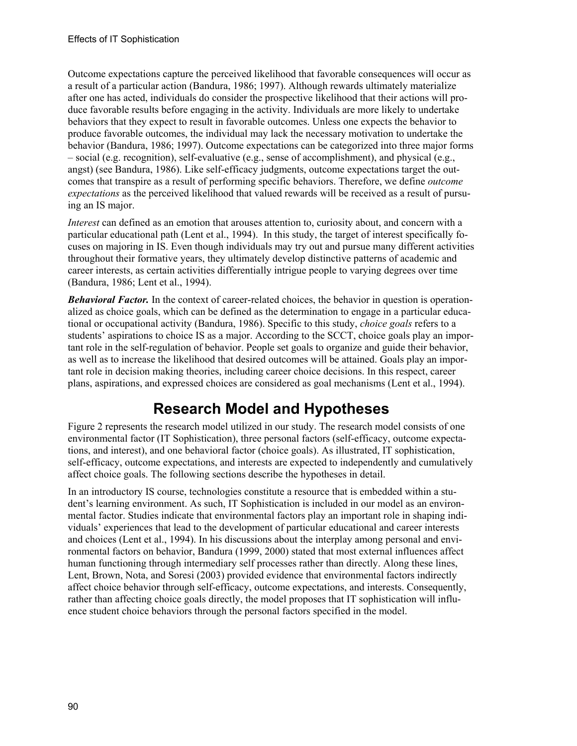Outcome expectations capture the perceived likelihood that favorable consequences will occur as a result of a particular action (Bandura, 1986; 1997). Although rewards ultimately materialize after one has acted, individuals do consider the prospective likelihood that their actions will produce favorable results before engaging in the activity. Individuals are more likely to undertake behaviors that they expect to result in favorable outcomes. Unless one expects the behavior to produce favorable outcomes, the individual may lack the necessary motivation to undertake the behavior (Bandura, 1986; 1997). Outcome expectations can be categorized into three major forms – social (e.g. recognition), self-evaluative (e.g., sense of accomplishment), and physical (e.g., angst) (see Bandura, 1986). Like self-efficacy judgments, outcome expectations target the outcomes that transpire as a result of performing specific behaviors. Therefore, we define *outcome expectations* as the perceived likelihood that valued rewards will be received as a result of pursuing an IS major.

*Interest* can defined as an emotion that arouses attention to, curiosity about, and concern with a particular educational path (Lent et al., 1994). In this study, the target of interest specifically focuses on majoring in IS. Even though individuals may try out and pursue many different activities throughout their formative years, they ultimately develop distinctive patterns of academic and career interests, as certain activities differentially intrigue people to varying degrees over time (Bandura, 1986; Lent et al., 1994).

***Behavioral Factor.*** In the context of career-related choices, the behavior in question is operationalized as choice goals, which can be defined as the determination to engage in a particular educational or occupational activity (Bandura, 1986). Specific to this study, *choice goals* refers to a students' aspirations to choice IS as a major. According to the SCCT, choice goals play an important role in the self-regulation of behavior. People set goals to organize and guide their behavior, as well as to increase the likelihood that desired outcomes will be attained. Goals play an important role in decision making theories, including career choice decisions. In this respect, career plans, aspirations, and expressed choices are considered as goal mechanisms (Lent et al., 1994).

## Research Model and Hypotheses

Figure 2 represents the research model utilized in our study. The research model consists of one environmental factor (IT Sophistication), three personal factors (self-efficacy, outcome expectations, and interest), and one behavioral factor (choice goals). As illustrated, IT sophistication, self-efficacy, outcome expectations, and interests are expected to independently and cumulatively affect choice goals. The following sections describe the hypotheses in detail.

In an introductory IS course, technologies constitute a resource that is embedded within a student's learning environment. As such, IT Sophistication is included in our model as an environmental factor. Studies indicate that environmental factors play an important role in shaping individuals' experiences that lead to the development of particular educational and career interests and choices (Lent et al., 1994). In his discussions about the interplay among personal and environmental factors on behavior, Bandura (1999, 2000) stated that most external influences affect human functioning through intermediary self processes rather than directly. Along these lines, Lent, Brown, Nota, and Soresi (2003) provided evidence that environmental factors indirectly affect choice behavior through self-efficacy, outcome expectations, and interests. Consequently, rather than affecting choice goals directly, the model proposes that IT sophistication will influence student choice behaviors through the personal factors specified in the model.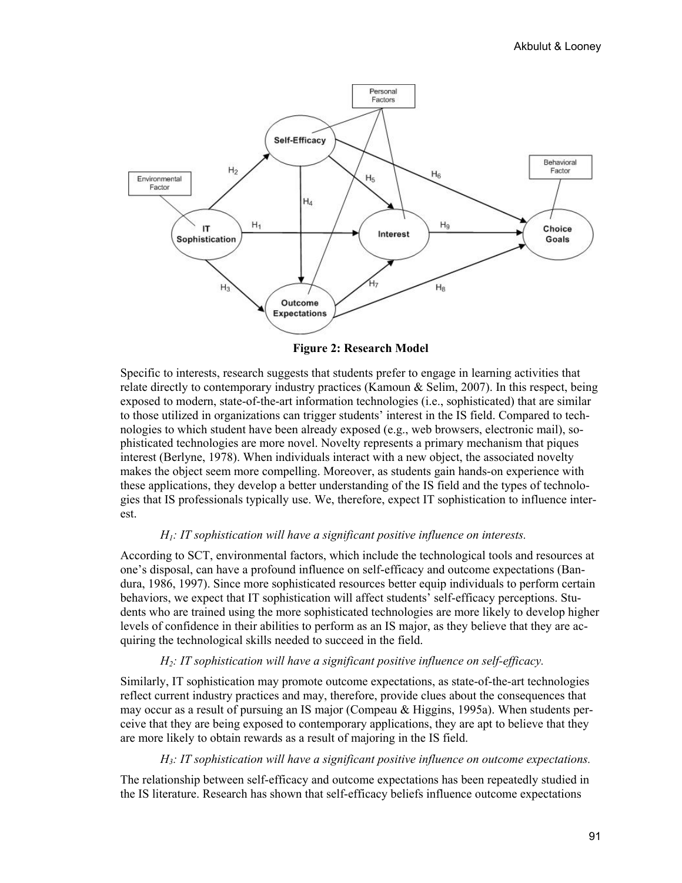**Figure 2: Research Model**

Specific to interests, research suggests that students prefer to engage in learning activities that relate directly to contemporary industry practices (Kamoun & Selim, 2007). In this respect, being exposed to modern, state-of-the-art information technologies (i.e., sophisticated) that are similar to those utilized in organizations can trigger students' interest in the IS field. Compared to technologies to which student have been already exposed (e.g., web browsers, electronic mail), sophisticated technologies are more novel. Novelty represents a primary mechanism that piques interest (Berlyne, 1978). When individuals interact with a new object, the associated novelty makes the object seem more compelling. Moreover, as students gain hands-on experience with these applications, they develop a better understanding of the IS field and the types of technologies that IS professionals typically use. We, therefore, expect IT sophistication to influence interest.

*$H_1$: IT sophistication will have a significant positive influence on interests.*

According to SCT, environmental factors, which include the technological tools and resources at one's disposal, can have a profound influence on self-efficacy and outcome expectations (Bandura, 1986, 1997). Since more sophisticated resources better equip individuals to perform certain behaviors, we expect that IT sophistication will affect students' self-efficacy perceptions. Students who are trained using the more sophisticated technologies are more likely to develop higher levels of confidence in their abilities to perform as an IS major, as they believe that they are acquiring the technological skills needed to succeed in the field.

*$H_2$: IT sophistication will have a significant positive influence on self-efficacy.*

Similarly, IT sophistication may promote outcome expectations, as state-of-the-art technologies reflect current industry practices and may, therefore, provide clues about the consequences that may occur as a result of pursuing an IS major (Compeau & Higgins, 1995a). When students perceive that they are being exposed to contemporary applications, they are apt to believe that they are more likely to obtain rewards as a result of majoring in the IS field.

*$H_3$: IT sophistication will have a significant positive influence on outcome expectations.*

The relationship between self-efficacy and outcome expectations has been repeatedly studied in the IS literature. Research has shown that self-efficacy beliefs influence outcome expectations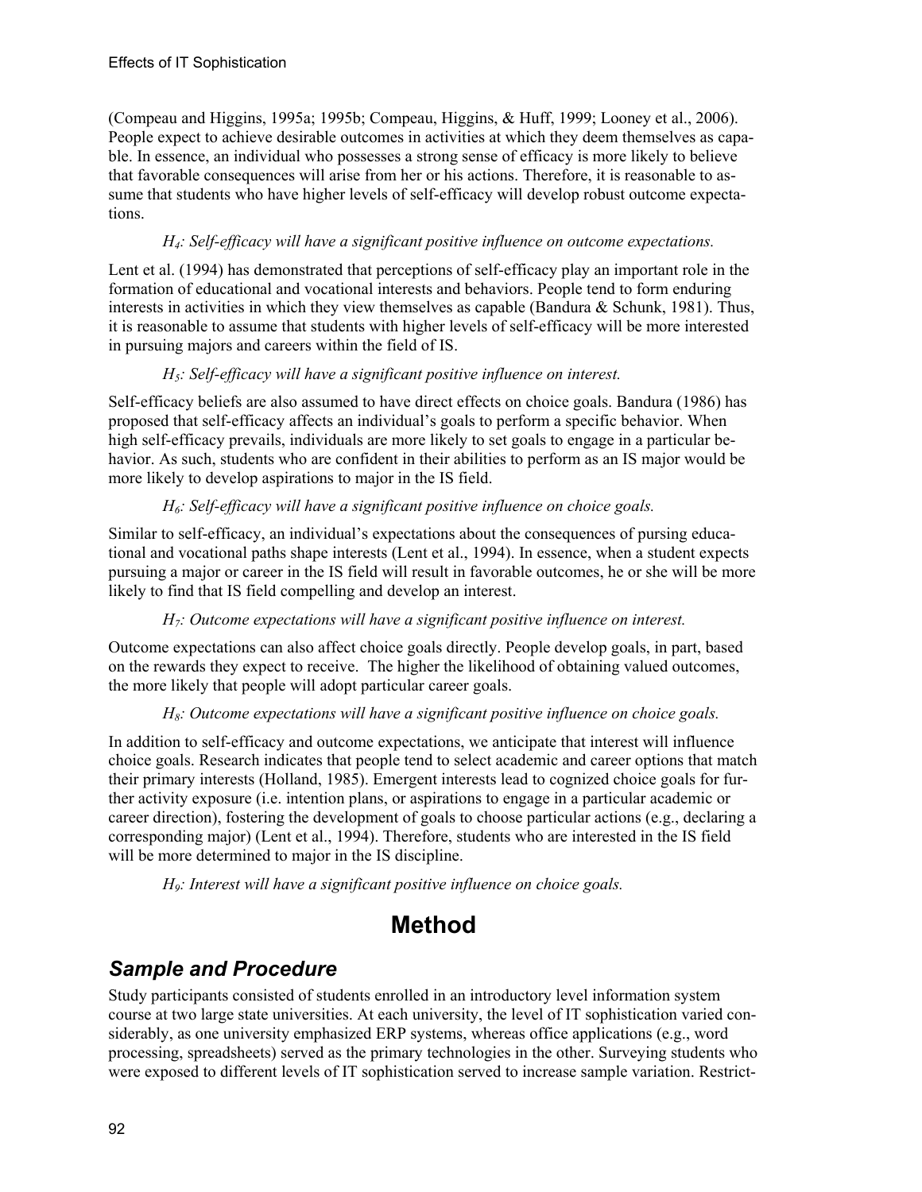(Compeau and Higgins, 1995a; 1995b; Compeau, Higgins, & Huff, 1999; Looney et al., 2006). People expect to achieve desirable outcomes in activities at which they deem themselves as capable. In essence, an individual who possesses a strong sense of efficacy is more likely to believe that favorable consequences will arise from her or his actions. Therefore, it is reasonable to assume that students who have higher levels of self-efficacy will develop robust outcome expectations.

*$H_4$: Self-efficacy will have a significant positive influence on outcome expectations.*

Lent et al. (1994) has demonstrated that perceptions of self-efficacy play an important role in the formation of educational and vocational interests and behaviors. People tend to form enduring interests in activities in which they view themselves as capable (Bandura & Schunk, 1981). Thus, it is reasonable to assume that students with higher levels of self-efficacy will be more interested in pursuing majors and careers within the field of IS.

*$H_5$: Self-efficacy will have a significant positive influence on interest.*

Self-efficacy beliefs are also assumed to have direct effects on choice goals. Bandura (1986) has proposed that self-efficacy affects an individual's goals to perform a specific behavior. When high self-efficacy prevails, individuals are more likely to set goals to engage in a particular behavior. As such, students who are confident in their abilities to perform as an IS major would be more likely to develop aspirations to major in the IS field.

*$H_6$: Self-efficacy will have a significant positive influence on choice goals.*

Similar to self-efficacy, an individual's expectations about the consequences of pursing educational and vocational paths shape interests (Lent et al., 1994). In essence, when a student expects pursuing a major or career in the IS field will result in favorable outcomes, he or she will be more likely to find that IS field compelling and develop an interest.

*$H_7$: Outcome expectations will have a significant positive influence on interest.*

Outcome expectations can also affect choice goals directly. People develop goals, in part, based on the rewards they expect to receive. The higher the likelihood of obtaining valued outcomes, the more likely that people will adopt particular career goals.

*$H_8$: Outcome expectations will have a significant positive influence on choice goals.*

In addition to self-efficacy and outcome expectations, we anticipate that interest will influence choice goals. Research indicates that people tend to select academic and career options that match their primary interests (Holland, 1985). Emergent interests lead to cognized choice goals for further activity exposure (i.e. intention plans, or aspirations to engage in a particular academic or career direction), fostering the development of goals to choose particular actions (e.g., declaring a corresponding major) (Lent et al., 1994). Therefore, students who are interested in the IS field will be more determined to major in the IS discipline.

*$H_9$: Interest will have a significant positive influence on choice goals.*

# Method

## *Sample and Procedure*

Study participants consisted of students enrolled in an introductory level information system course at two large state universities. At each university, the level of IT sophistication varied considerably, as one university emphasized ERP systems, whereas office applications (e.g., word processing, spreadsheets) served as the primary technologies in the other. Surveying students who were exposed to different levels of IT sophistication served to increase sample variation. Restrict-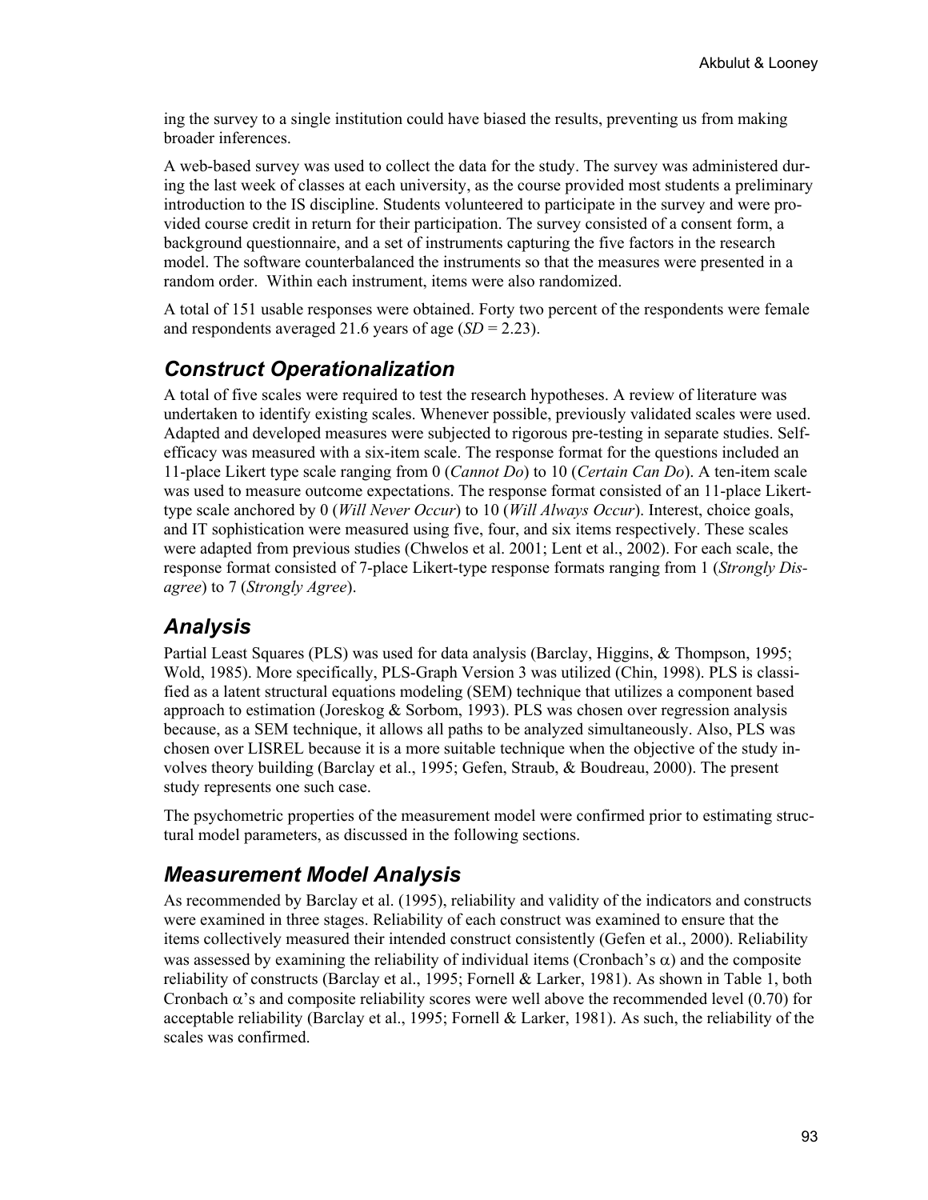ing the survey to a single institution could have biased the results, preventing us from making broader inferences.

A web-based survey was used to collect the data for the study. The survey was administered during the last week of classes at each university, as the course provided most students a preliminary introduction to the IS discipline. Students volunteered to participate in the survey and were provided course credit in return for their participation. The survey consisted of a consent form, a background questionnaire, and a set of instruments capturing the five factors in the research model. The software counterbalanced the instruments so that the measures were presented in a random order. Within each instrument, items were also randomized.

A total of 151 usable responses were obtained. Forty two percent of the respondents were female and respondents averaged 21.6 years of age (*SD* = 2.23).

## Construct Operationalization

A total of five scales were required to test the research hypotheses. A review of literature was undertaken to identify existing scales. Whenever possible, previously validated scales were used. Adapted and developed measures were subjected to rigorous pre-testing in separate studies. Self-efficacy was measured with a six-item scale. The response format for the questions included an 11-place Likert type scale ranging from 0 (*Cannot Do*) to 10 (*Certain Can Do*). A ten-item scale was used to measure outcome expectations. The response format consisted of an 11-place Likert-type scale anchored by 0 (*Will Never Occur*) to 10 (*Will Always Occur*). Interest, choice goals, and IT sophistication were measured using five, four, and six items respectively. These scales were adapted from previous studies (Chwelos et al. 2001; Lent et al., 2002). For each scale, the response format consisted of 7-place Likert-type response formats ranging from 1 (*Strongly Disagree*) to 7 (*Strongly Agree*).

## Analysis

Partial Least Squares (PLS) was used for data analysis (Barclay, Higgins, & Thompson, 1995; Wold, 1985). More specifically, PLS-Graph Version 3 was utilized (Chin, 1998). PLS is classified as a latent structural equations modeling (SEM) technique that utilizes a component based approach to estimation (Joreskog & Sorbom, 1993). PLS was chosen over regression analysis because, as a SEM technique, it allows all paths to be analyzed simultaneously. Also, PLS was chosen over LISREL because it is a more suitable technique when the objective of the study involves theory building (Barclay et al., 1995; Gefen, Straub, & Boudreau, 2000). The present study represents one such case.

The psychometric properties of the measurement model were confirmed prior to estimating structural model parameters, as discussed in the following sections.

## Measurement Model Analysis

As recommended by Barclay et al. (1995), reliability and validity of the indicators and constructs were examined in three stages. Reliability of each construct was examined to ensure that the items collectively measured their intended construct consistently (Gefen et al., 2000). Reliability was assessed by examining the reliability of individual items (Cronbach's $\alpha$) and the composite reliability of constructs (Barclay et al., 1995; Fornell & Larker, 1981). As shown in Table 1, both Cronbach $\alpha$'s and composite reliability scores were well above the recommended level (0.70) for acceptable reliability (Barclay et al., 1995; Fornell & Larker, 1981). As such, the reliability of the scales was confirmed.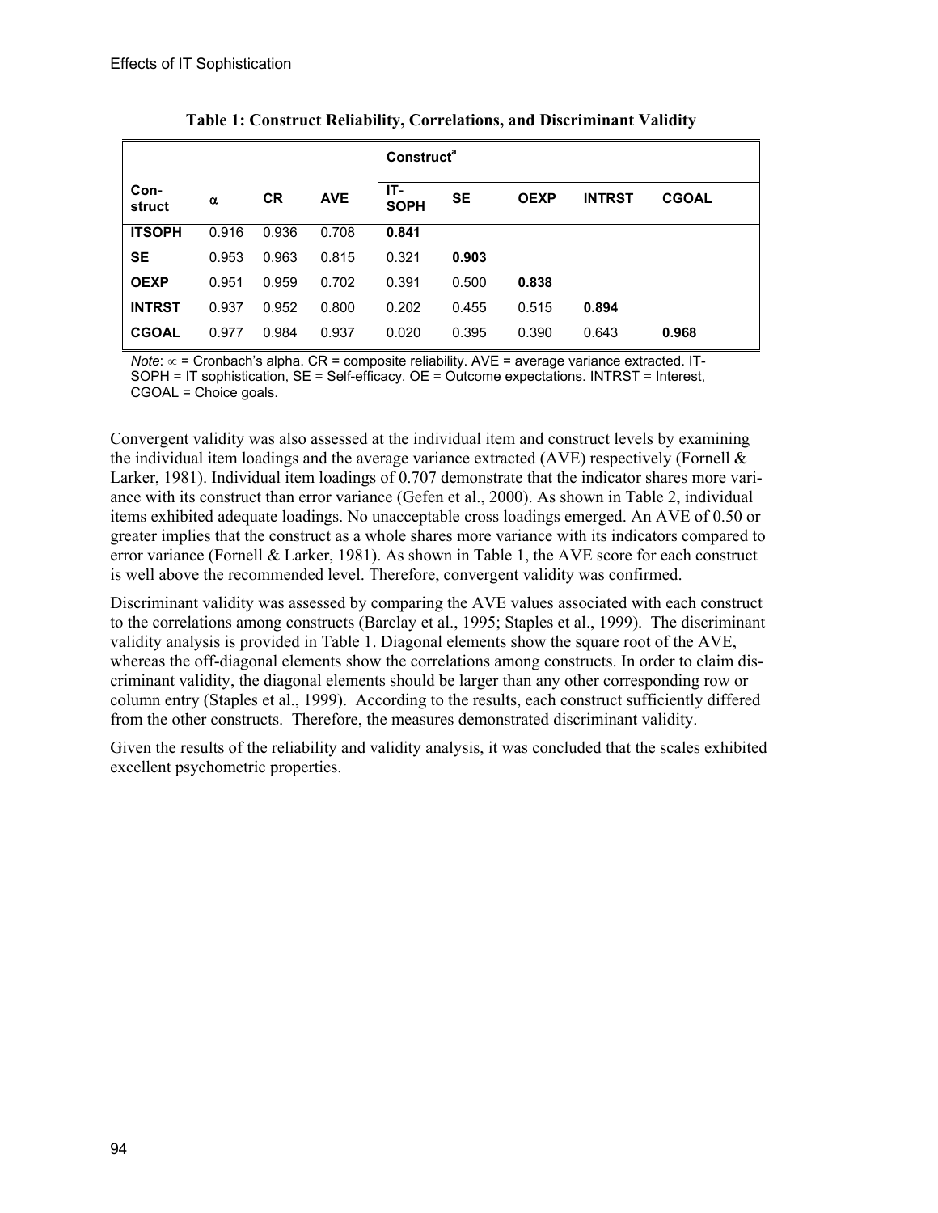**Table 1: Construct Reliability, Correlations, and Discriminant Validity**

| | | | | Construct[a] | | | | |
|---|---|---|---|---|---|---|---|---|
| **Con-struct** | **α** | **CR** | **AVE** | **IT-SOPH** | **SE** | **OEXP** | **INTRST** | **CGOAL** |
| **ITSOPH** | 0.916 | 0.936 | 0.708 | **0.841** | | | | |
| **SE** | 0.953 | 0.963 | 0.815 | 0.321 | **0.903** | | | |
| **OEXP** | 0.951 | 0.959 | 0.702 | 0.391 | 0.500 | **0.838** | | |
| **INTRST** | 0.937 | 0.952 | 0.800 | 0.202 | 0.455 | 0.515 | **0.894** | |
| **CGOAL** | 0.977 | 0.984 | 0.937 | 0.020 | 0.395 | 0.390 | 0.643 | **0.968** |

*Note*: ∝ = Cronbach's alpha. CR = composite reliability. AVE = average variance extracted. IT-SOPH = IT sophistication, SE = Self-efficacy. OE = Outcome expectations. INTRST = Interest, CGOAL = Choice goals.

Convergent validity was also assessed at the individual item and construct levels by examining the individual item loadings and the average variance extracted (AVE) respectively (Fornell & Larker, 1981). Individual item loadings of 0.707 demonstrate that the indicator shares more variance with its construct than error variance (Gefen et al., 2000). As shown in Table 2, individual items exhibited adequate loadings. No unacceptable cross loadings emerged. An AVE of 0.50 or greater implies that the construct as a whole shares more variance with its indicators compared to error variance (Fornell & Larker, 1981). As shown in Table 1, the AVE score for each construct is well above the recommended level. Therefore, convergent validity was confirmed.

Discriminant validity was assessed by comparing the AVE values associated with each construct to the correlations among constructs (Barclay et al., 1995; Staples et al., 1999). The discriminant validity analysis is provided in Table 1. Diagonal elements show the square root of the AVE, whereas the off-diagonal elements show the correlations among constructs. In order to claim discriminant validity, the diagonal elements should be larger than any other corresponding row or column entry (Staples et al., 1999). According to the results, each construct sufficiently differed from the other constructs. Therefore, the measures demonstrated discriminant validity.

Given the results of the reliability and validity analysis, it was concluded that the scales exhibited excellent psychometric properties.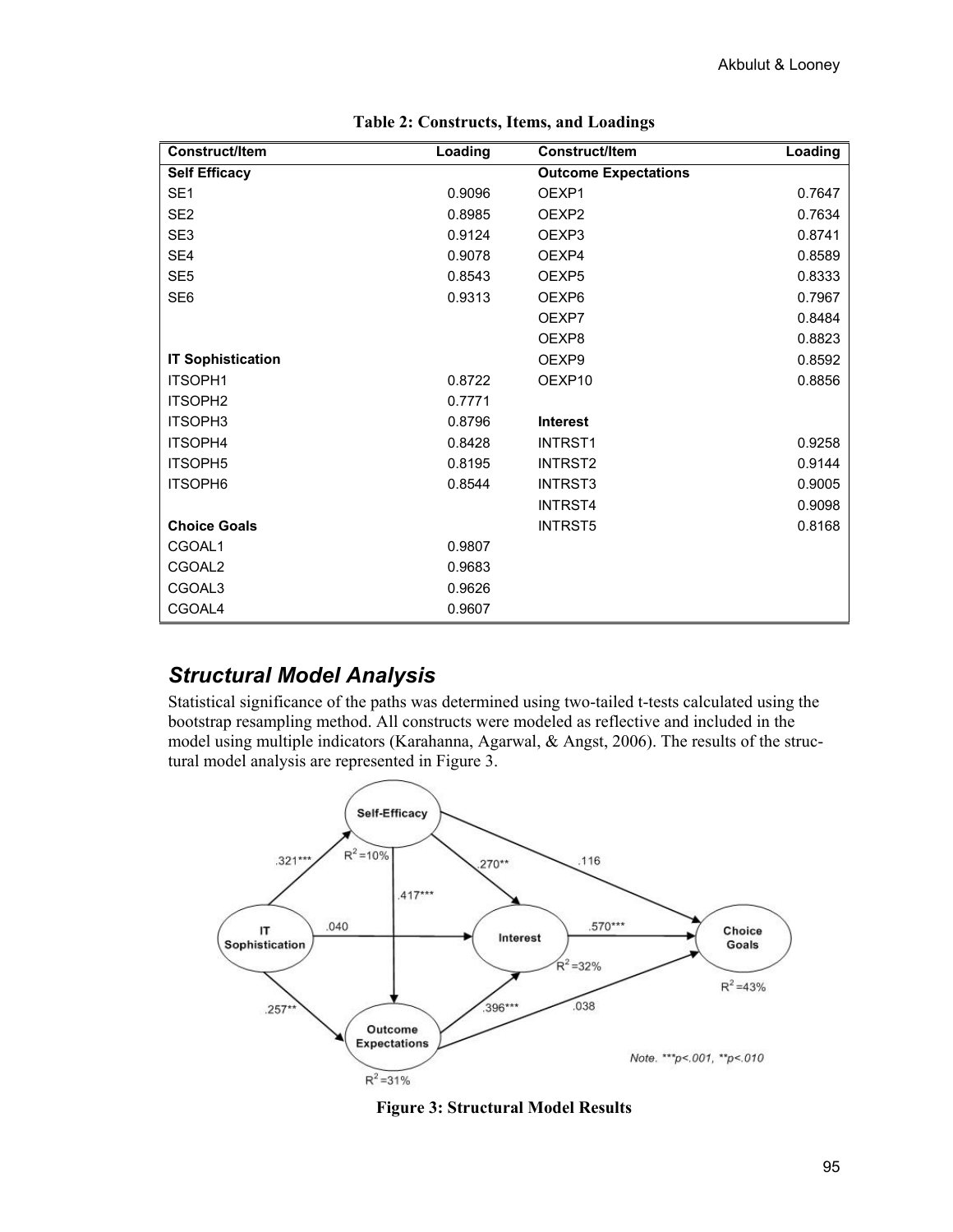**Table 2: Constructs, Items, and Loadings**

| Construct/Item | Loading | Construct/Item | Loading |
|---|---|---|---|
| **Self Efficacy** | | **Outcome Expectations** | |
| SE1 | 0.9096 | OEXP1 | 0.7647 |
| SE2 | 0.8985 | OEXP2 | 0.7634 |
| SE3 | 0.9124 | OEXP3 | 0.8741 |
| SE4 | 0.9078 | OEXP4 | 0.8589 |
| SE5 | 0.8543 | OEXP5 | 0.8333 |
| SE6 | 0.9313 | OEXP6 | 0.7967 |
| | | OEXP7 | 0.8484 |
| | | OEXP8 | 0.8823 |
| **IT Sophistication** | | OEXP9 | 0.8592 |
| ITSOPH1 | 0.8722 | OEXP10 | 0.8856 |
| ITSOPH2 | 0.7771 | | |
| ITSOPH3 | 0.8796 | **Interest** | |
| ITSOPH4 | 0.8428 | INTRST1 | 0.9258 |
| ITSOPH5 | 0.8195 | INTRST2 | 0.9144 |
| ITSOPH6 | 0.8544 | INTRST3 | 0.9005 |
| | | INTRST4 | 0.9098 |
| **Choice Goals** | | INTRST5 | 0.8168 |
| CGOAL1 | 0.9807 | | |
| CGOAL2 | 0.9683 | | |
| CGOAL3 | 0.9626 | | |
| CGOAL4 | 0.9607 | | |

## *Structural Model Analysis*

Statistical significance of the paths was determined using two-tailed t-tests calculated using the bootstrap resampling method. All constructs were modeled as reflective and included in the model using multiple indicators (Karahanna, Agarwal, & Angst, 2006). The results of the structural model analysis are represented in Figure 3.

**Figure 3: Structural Model Results**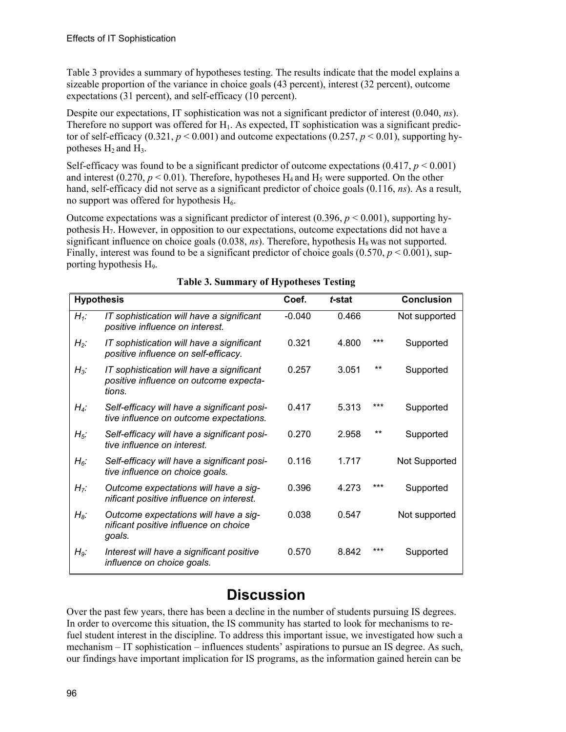Table 3 provides a summary of hypotheses testing. The results indicate that the model explains a sizeable proportion of the variance in choice goals (43 percent), interest (32 percent), outcome expectations (31 percent), and self-efficacy (10 percent).

Despite our expectations, IT sophistication was not a significant predictor of interest (0.040, *ns*). Therefore no support was offered for $H_1$. As expected, IT sophistication was a significant predictor of self-efficacy (0.321, $p < 0.001$) and outcome expectations (0.257, $p < 0.01$), supporting hypotheses $H_2$ and $H_3$.

Self-efficacy was found to be a significant predictor of outcome expectations (0.417, $p < 0.001$) and interest (0.270, $p < 0.01$). Therefore, hypotheses $H_4$ and $H_5$ were supported. On the other hand, self-efficacy did not serve as a significant predictor of choice goals (0.116, *ns*). As a result, no support was offered for hypothesis $H_6$.

Outcome expectations was a significant predictor of interest (0.396, $p < 0.001$), supporting hypothesis $H_7$. However, in opposition to our expectations, outcome expectations did not have a significant influence on choice goals (0.038, *ns*). Therefore, hypothesis $H_8$ was not supported. Finally, interest was found to be a significant predictor of choice goals (0.570, $p < 0.001$), supporting hypothesis $H_9$.

**Table 3. Summary of Hypotheses Testing**

| Hypothesis | | Coef. | *t*-stat | | Conclusion |
|---|---|---|---|---|---|
| $H_1$: | *IT sophistication will have a significant positive influence on interest.* | -0.040 | 0.466 | | Not supported |
| $H_2$: | *IT sophistication will have a significant positive influence on self-efficacy.* | 0.321 | 4.800 | *** | Supported |
| $H_3$: | *IT sophistication will have a significant positive influence on outcome expectations.* | 0.257 | 3.051 | ** | Supported |
| $H_4$: | *Self-efficacy will have a significant positive influence on outcome expectations.* | 0.417 | 5.313 | *** | Supported |
| $H_5$: | *Self-efficacy will have a significant positive influence on interest.* | 0.270 | 2.958 | ** | Supported |
| $H_6$: | *Self-efficacy will have a significant positive influence on choice goals.* | 0.116 | 1.717 | | Not Supported |
| $H_7$: | *Outcome expectations will have a significant positive influence on interest.* | 0.396 | 4.273 | *** | Supported |
| $H_8$: | *Outcome expectations will have a significant positive influence on choice goals.* | 0.038 | 0.547 | | Not supported |
| $H_9$: | *Interest will have a significant positive influence on choice goals.* | 0.570 | 8.842 | *** | Supported |

# Discussion

Over the past few years, there has been a decline in the number of students pursuing IS degrees. In order to overcome this situation, the IS community has started to look for mechanisms to refuel student interest in the discipline. To address this important issue, we investigated how such a mechanism – IT sophistication – influences students' aspirations to pursue an IS degree. As such, our findings have important implication for IS programs, as the information gained herein can be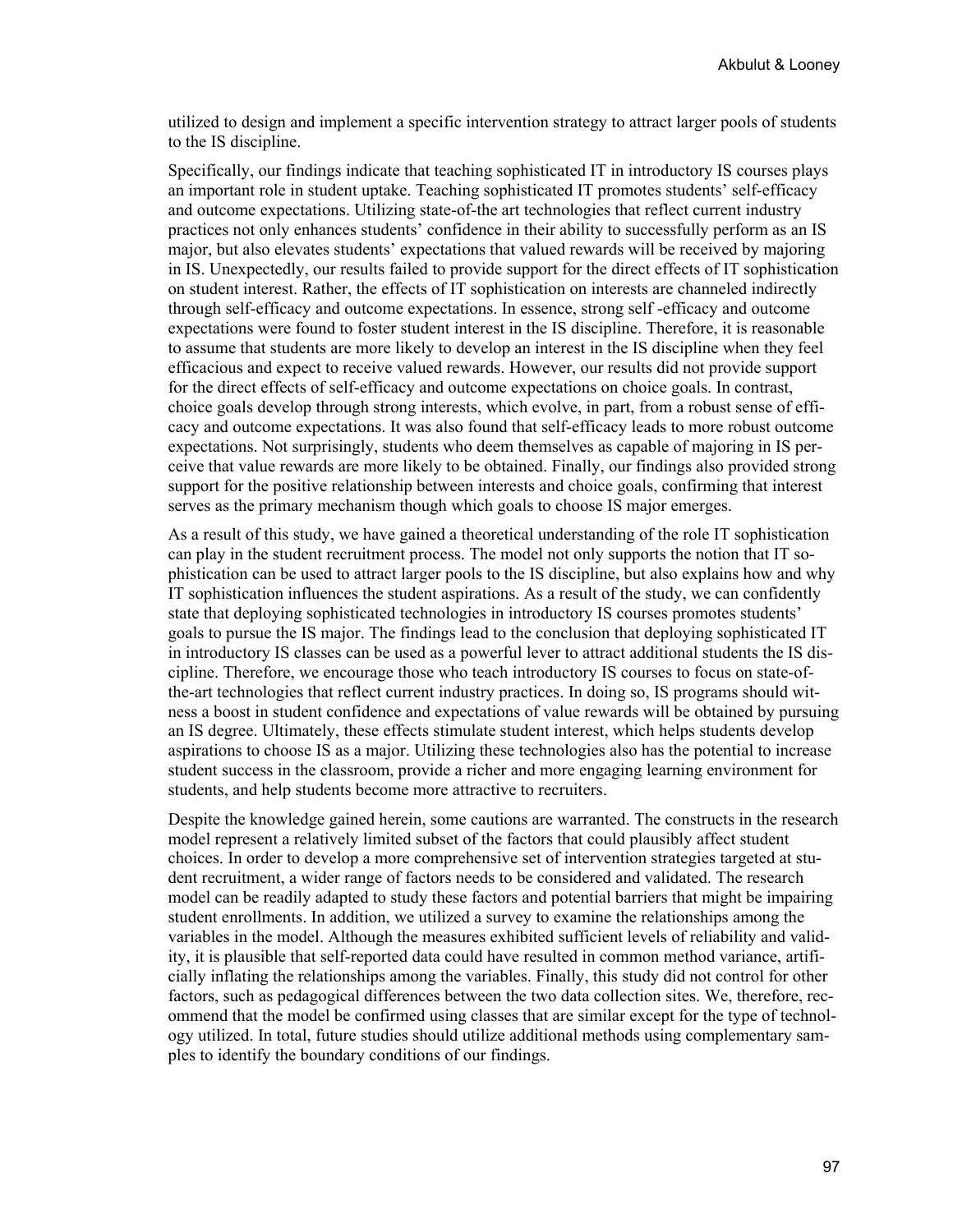utilized to design and implement a specific intervention strategy to attract larger pools of students to the IS discipline.

Specifically, our findings indicate that teaching sophisticated IT in introductory IS courses plays an important role in student uptake. Teaching sophisticated IT promotes students' self-efficacy and outcome expectations. Utilizing state-of-the art technologies that reflect current industry practices not only enhances students' confidence in their ability to successfully perform as an IS major, but also elevates students' expectations that valued rewards will be received by majoring in IS. Unexpectedly, our results failed to provide support for the direct effects of IT sophistication on student interest. Rather, the effects of IT sophistication on interests are channeled indirectly through self-efficacy and outcome expectations. In essence, strong self -efficacy and outcome expectations were found to foster student interest in the IS discipline. Therefore, it is reasonable to assume that students are more likely to develop an interest in the IS discipline when they feel efficacious and expect to receive valued rewards. However, our results did not provide support for the direct effects of self-efficacy and outcome expectations on choice goals. In contrast, choice goals develop through strong interests, which evolve, in part, from a robust sense of efficacy and outcome expectations. It was also found that self-efficacy leads to more robust outcome expectations. Not surprisingly, students who deem themselves as capable of majoring in IS perceive that value rewards are more likely to be obtained. Finally, our findings also provided strong support for the positive relationship between interests and choice goals, confirming that interest serves as the primary mechanism though which goals to choose IS major emerges.

As a result of this study, we have gained a theoretical understanding of the role IT sophistication can play in the student recruitment process. The model not only supports the notion that IT sophistication can be used to attract larger pools to the IS discipline, but also explains how and why IT sophistication influences the student aspirations. As a result of the study, we can confidently state that deploying sophisticated technologies in introductory IS courses promotes students' goals to pursue the IS major. The findings lead to the conclusion that deploying sophisticated IT in introductory IS classes can be used as a powerful lever to attract additional students the IS discipline. Therefore, we encourage those who teach introductory IS courses to focus on state-of-the-art technologies that reflect current industry practices. In doing so, IS programs should witness a boost in student confidence and expectations of value rewards will be obtained by pursuing an IS degree. Ultimately, these effects stimulate student interest, which helps students develop aspirations to choose IS as a major. Utilizing these technologies also has the potential to increase student success in the classroom, provide a richer and more engaging learning environment for students, and help students become more attractive to recruiters.

Despite the knowledge gained herein, some cautions are warranted. The constructs in the research model represent a relatively limited subset of the factors that could plausibly affect student choices. In order to develop a more comprehensive set of intervention strategies targeted at student recruitment, a wider range of factors needs to be considered and validated. The research model can be readily adapted to study these factors and potential barriers that might be impairing student enrollments. In addition, we utilized a survey to examine the relationships among the variables in the model. Although the measures exhibited sufficient levels of reliability and validity, it is plausible that self-reported data could have resulted in common method variance, artificially inflating the relationships among the variables. Finally, this study did not control for other factors, such as pedagogical differences between the two data collection sites. We, therefore, recommend that the model be confirmed using classes that are similar except for the type of technology utilized. In total, future studies should utilize additional methods using complementary samples to identify the boundary conditions of our findings.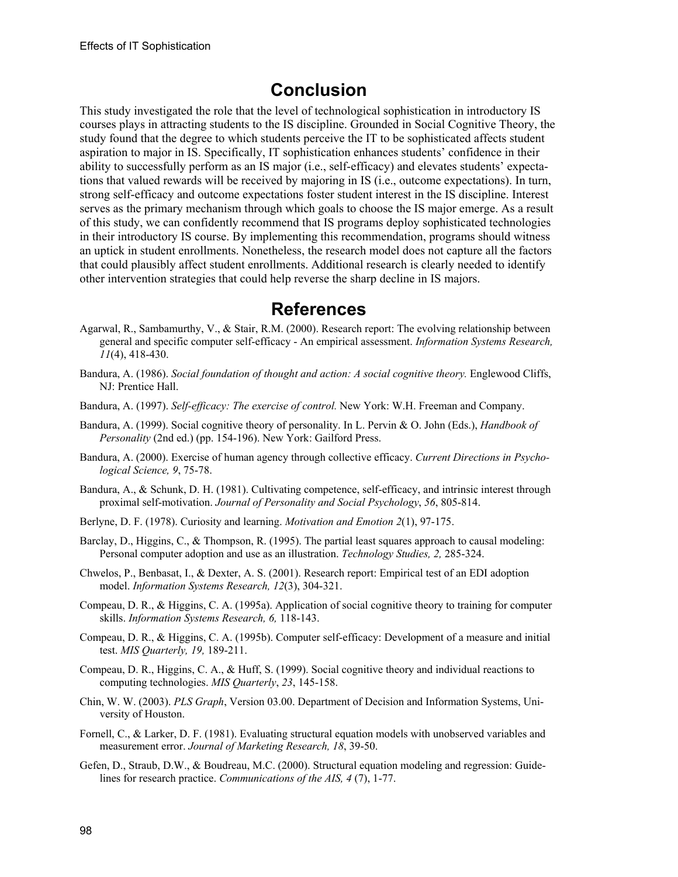## Conclusion

This study investigated the role that the level of technological sophistication in introductory IS courses plays in attracting students to the IS discipline. Grounded in Social Cognitive Theory, the study found that the degree to which students perceive the IT to be sophisticated affects student aspiration to major in IS. Specifically, IT sophistication enhances students' confidence in their ability to successfully perform as an IS major (i.e., self-efficacy) and elevates students' expectations that valued rewards will be received by majoring in IS (i.e., outcome expectations). In turn, strong self-efficacy and outcome expectations foster student interest in the IS discipline. Interest serves as the primary mechanism through which goals to choose the IS major emerge. As a result of this study, we can confidently recommend that IS programs deploy sophisticated technologies in their introductory IS course. By implementing this recommendation, programs should witness an uptick in student enrollments. Nonetheless, the research model does not capture all the factors that could plausibly affect student enrollments. Additional research is clearly needed to identify other intervention strategies that could help reverse the sharp decline in IS majors.

## References

Agarwal, R., Sambamurthy, V., & Stair, R.M. (2000). Research report: The evolving relationship between general and specific computer self-efficacy - An empirical assessment. *Information Systems Research, 11*(4), 418-430.

Bandura, A. (1986). *Social foundation of thought and action: A social cognitive theory.* Englewood Cliffs, NJ: Prentice Hall.

Bandura, A. (1997). *Self-efficacy: The exercise of control.* New York: W.H. Freeman and Company.

Bandura, A. (1999). Social cognitive theory of personality. In L. Pervin & O. John (Eds.), *Handbook of Personality* (2nd ed.) (pp. 154-196). New York: Gailford Press.

Bandura, A. (2000). Exercise of human agency through collective efficacy. *Current Directions in Psychological Science, 9*, 75-78.

Bandura, A., & Schunk, D. H. (1981). Cultivating competence, self-efficacy, and intrinsic interest through proximal self-motivation. *Journal of Personality and Social Psychology*, *56*, 805-814.

Berlyne, D. F. (1978). Curiosity and learning. *Motivation and Emotion 2*(1), 97-175.

Barclay, D., Higgins, C., & Thompson, R. (1995). The partial least squares approach to causal modeling: Personal computer adoption and use as an illustration. *Technology Studies, 2,* 285-324.

Chwelos, P., Benbasat, I., & Dexter, A. S. (2001). Research report: Empirical test of an EDI adoption model. *Information Systems Research, 12*(3), 304-321.

Compeau, D. R., & Higgins, C. A. (1995a). Application of social cognitive theory to training for computer skills. *Information Systems Research, 6,* 118-143.

Compeau, D. R., & Higgins, C. A. (1995b). Computer self-efficacy: Development of a measure and initial test. *MIS Quarterly, 19,* 189-211.

Compeau, D. R., Higgins, C. A., & Huff, S. (1999). Social cognitive theory and individual reactions to computing technologies. *MIS Quarterly*, *23*, 145-158.

Chin, W. W. (2003). *PLS Graph*, Version 03.00. Department of Decision and Information Systems, University of Houston.

Fornell, C., & Larker, D. F. (1981). Evaluating structural equation models with unobserved variables and measurement error. *Journal of Marketing Research, 18*, 39-50.

Gefen, D., Straub, D.W., & Boudreau, M.C. (2000). Structural equation modeling and regression: Guidelines for research practice. *Communications of the AIS, 4* (7), 1-77.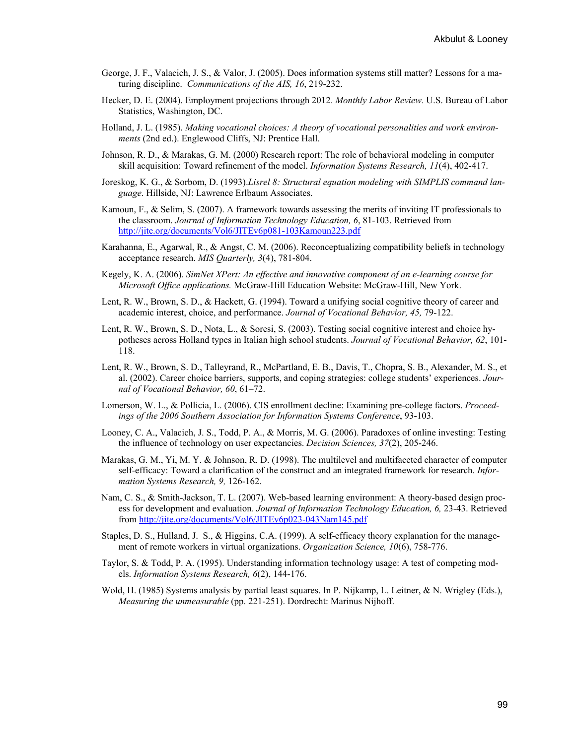George, J. F., Valacich, J. S., & Valor, J. (2005). Does information systems still matter? Lessons for a maturing discipline. *Communications of the AIS, 16*, 219-232.

Hecker, D. E. (2004). Employment projections through 2012. *Monthly Labor Review.* U.S. Bureau of Labor Statistics, Washington, DC.

Holland, J. L. (1985). *Making vocational choices: A theory of vocational personalities and work environments* (2nd ed.). Englewood Cliffs, NJ: Prentice Hall.

Johnson, R. D., & Marakas, G. M. (2000) Research report: The role of behavioral modeling in computer skill acquisition: Toward refinement of the model. *Information Systems Research, 11*(4), 402-417.

Joreskog, K. G., & Sorbom, D. (1993).*Lisrel 8: Structural equation modeling with SIMPLIS command language*. Hillside, NJ: Lawrence Erlbaum Associates.

Kamoun, F., & Selim, S. (2007). A framework towards assessing the merits of inviting IT professionals to the classroom. *Journal of Information Technology Education, 6*, 81-103. Retrieved from http://jite.org/documents/Vol6/JITEv6p081-103Kamoun223.pdf

Karahanna, E., Agarwal, R., & Angst, C. M. (2006). Reconceptualizing compatibility beliefs in technology acceptance research. *MIS Quarterly, 3*(4), 781-804.

Kegely, K. A. (2006). *SimNet XPert: An effective and innovative component of an e-learning course for Microsoft Office applications.* McGraw-Hill Education Website: McGraw-Hill, New York.

Lent, R. W., Brown, S. D., & Hackett, G. (1994). Toward a unifying social cognitive theory of career and academic interest, choice, and performance. *Journal of Vocational Behavior, 45,* 79-122.

Lent, R. W., Brown, S. D., Nota, L., & Soresi, S. (2003). Testing social cognitive interest and choice hypotheses across Holland types in Italian high school students. *Journal of Vocational Behavior, 62*, 101-118.

Lent, R. W., Brown, S. D., Talleyrand, R., McPartland, E. B., Davis, T., Chopra, S. B., Alexander, M. S., et al. (2002). Career choice barriers, supports, and coping strategies: college students' experiences. *Journal of Vocational Behavior, 60*, 61–72.

Lomerson, W. L., & Pollicia, L. (2006). CIS enrollment decline: Examining pre-college factors. *Proceedings of the 2006 Southern Association for Information Systems Conference*, 93-103.

Looney, C. A., Valacich, J. S., Todd, P. A., & Morris, M. G. (2006). Paradoxes of online investing: Testing the influence of technology on user expectancies. *Decision Sciences, 37*(2), 205-246.

Marakas, G. M., Yi, M. Y. & Johnson, R. D. (1998). The multilevel and multifaceted character of computer self-efficacy: Toward a clarification of the construct and an integrated framework for research. *Information Systems Research, 9,* 126-162.

Nam, C. S., & Smith-Jackson, T. L. (2007). Web-based learning environment: A theory-based design process for development and evaluation. *Journal of Information Technology Education, 6,* 23-43. Retrieved from http://jite.org/documents/Vol6/JITEv6p023-043Nam145.pdf

Staples, D. S., Hulland, J. S., & Higgins, C.A. (1999). A self-efficacy theory explanation for the management of remote workers in virtual organizations. *Organization Science, 10*(6), 758-776.

Taylor, S. & Todd, P. A. (1995). Understanding information technology usage: A test of competing models. *Information Systems Research, 6*(2), 144-176.

Wold, H. (1985) Systems analysis by partial least squares. In P. Nijkamp, L. Leitner, & N. Wrigley (Eds.), *Measuring the unmeasurable* (pp. 221-251). Dordrecht: Marinus Nijhoff.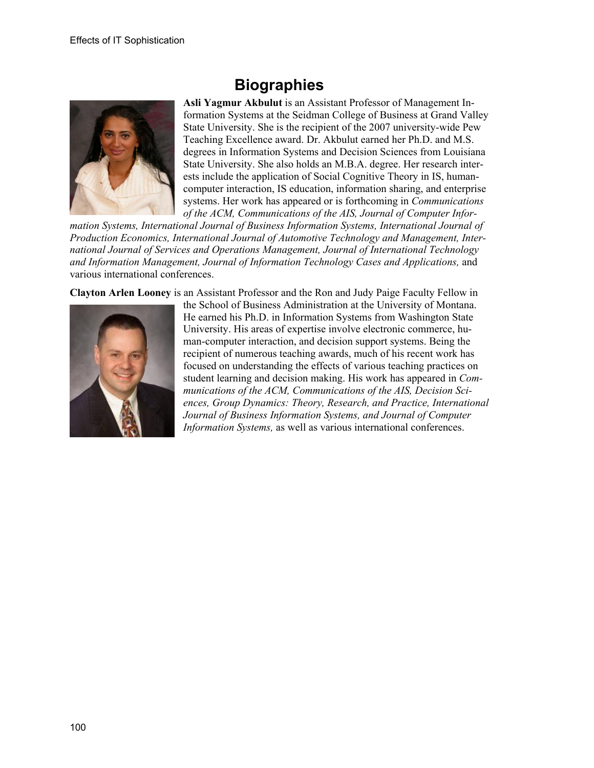## Biographies

**Asli Yagmur Akbulut** is an Assistant Professor of Management Information Systems at the Seidman College of Business at Grand Valley State University. She is the recipient of the 2007 university-wide Pew Teaching Excellence award. Dr. Akbulut earned her Ph.D. and M.S. degrees in Information Systems and Decision Sciences from Louisiana State University. She also holds an M.B.A. degree. Her research interests include the application of Social Cognitive Theory in IS, human-computer interaction, IS education, information sharing, and enterprise systems. Her work has appeared or is forthcoming in *Communications of the ACM, Communications of the AIS, Journal of Computer Information Systems, International Journal of Business Information Systems, International Journal of Production Economics, International Journal of Automotive Technology and Management, International Journal of Services and Operations Management, Journal of International Technology and Information Management, Journal of Information Technology Cases and Applications,* and various international conferences.

**Clayton Arlen Looney** is an Assistant Professor and the Ron and Judy Paige Faculty Fellow in the School of Business Administration at the University of Montana. He earned his Ph.D. in Information Systems from Washington State University. His areas of expertise involve electronic commerce, human-computer interaction, and decision support systems. Being the recipient of numerous teaching awards, much of his recent work has focused on understanding the effects of various teaching practices on student learning and decision making. His work has appeared in *Communications of the ACM, Communications of the AIS, Decision Sciences, Group Dynamics: Theory, Research, and Practice, International Journal of Business Information Systems, and Journal of Computer Information Systems,* as well as various international conferences.